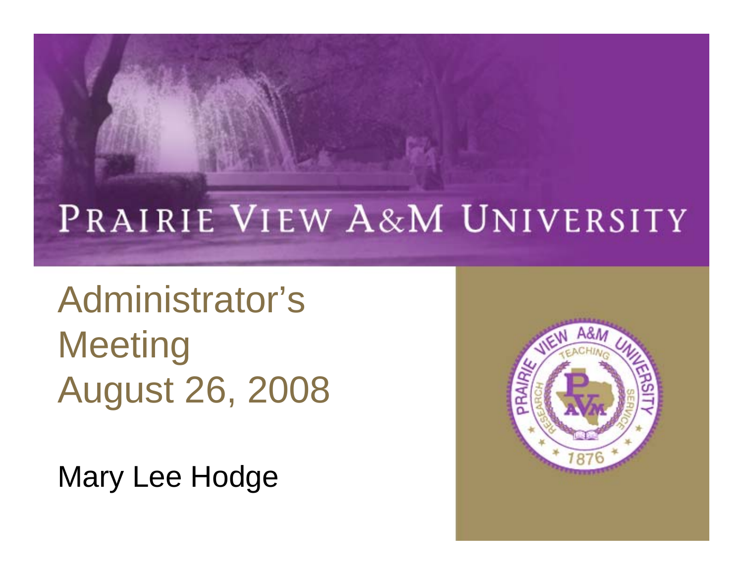# PRAIRIE VIEW A&M UNIVERSITY

## Administrator's Meeting
## August 26, 2008

Mary Lee Hodge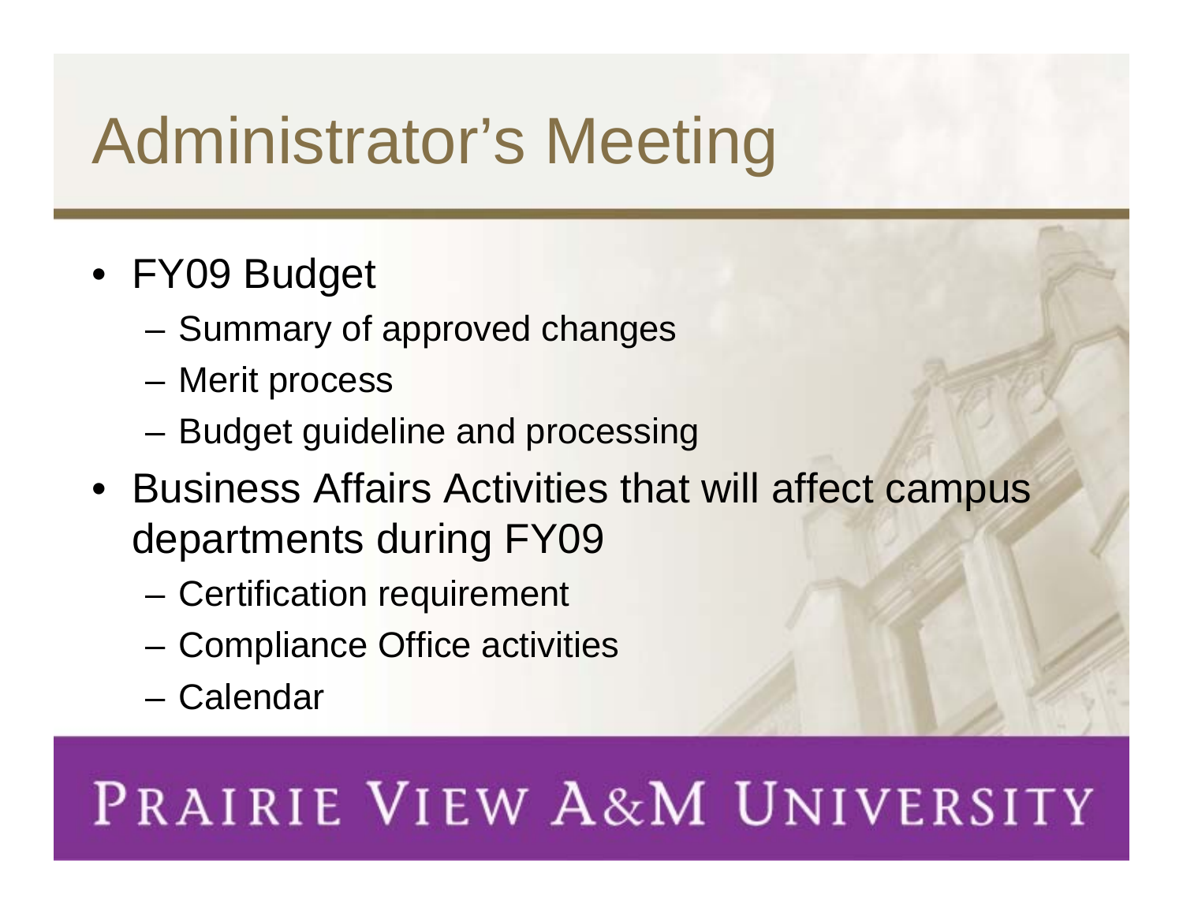# Administrator's Meeting

- FY09 Budget
  - Summary of approved changes
  - Merit process
  - Budget guideline and processing
- Business Affairs Activities that will affect campus departments during FY09
  - Certification requirement
  - Compliance Office activities
  - Calendar

PRAIRIE VIEW A&M UNIVERSITY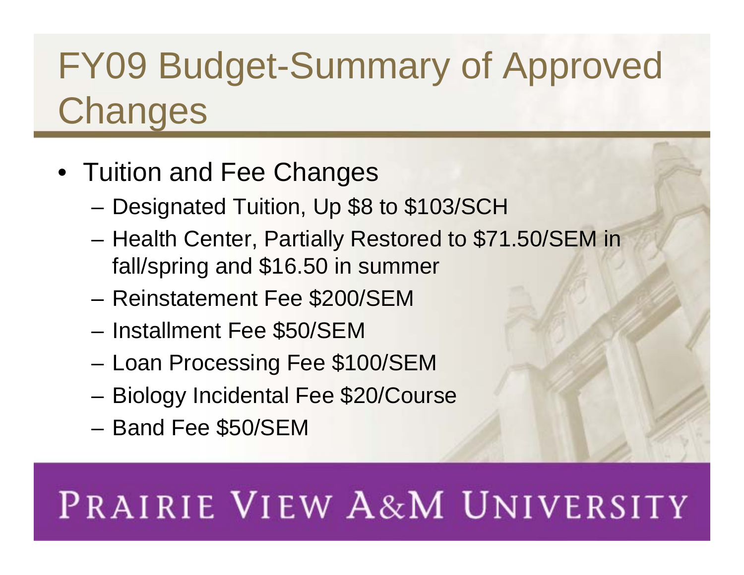# FY09 Budget-Summary of Approved Changes

- Tuition and Fee Changes
  - Designated Tuition, Up $8 to $103/SCH
  - Health Center, Partially Restored to $71.50/SEM in fall/spring and $16.50 in summer
  - Reinstatement Fee $200/SEM
  - Installment Fee $50/SEM
  - Loan Processing Fee $100/SEM
  - Biology Incidental Fee $20/Course
  - Band Fee $50/SEM

PRAIRIE VIEW A&M UNIVERSITY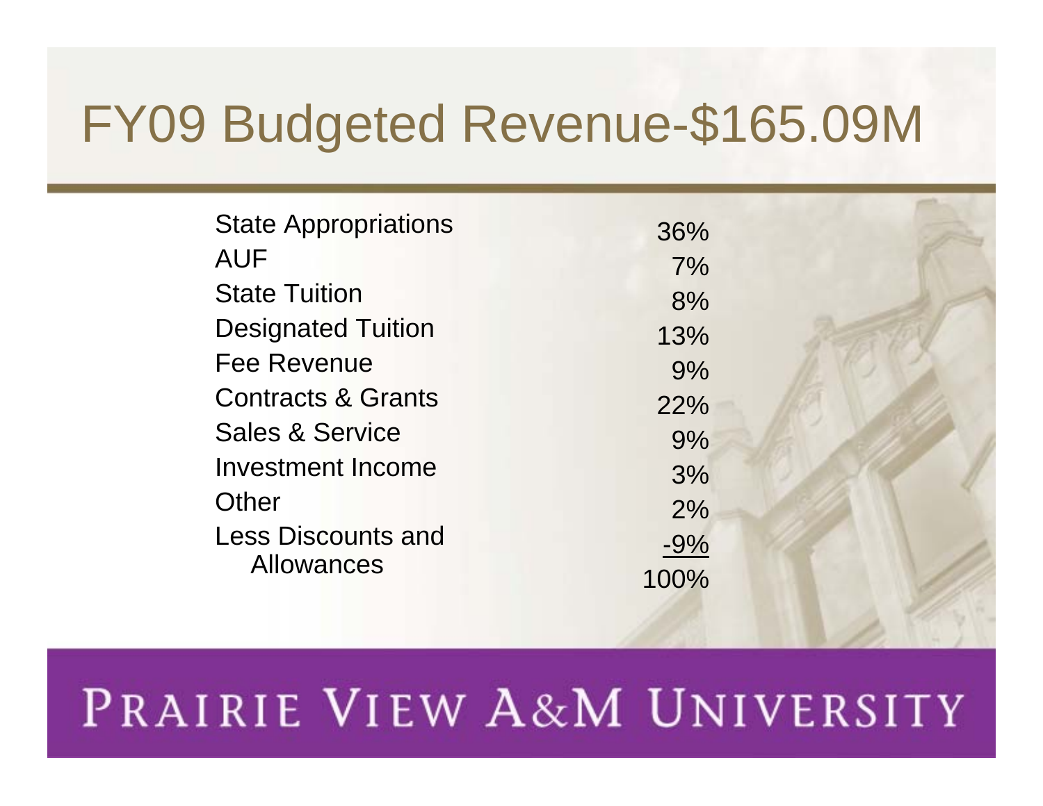# FY09 Budgeted Revenue-$165.09M

| Source | Percent |
|---|---|
| State Appropriations | 36% |
| AUF | 7% |
| State Tuition | 8% |
| Designated Tuition | 13% |
| Fee Revenue | 9% |
| Contracts & Grants | 22% |
| Sales & Service | 9% |
| Investment Income | 3% |
| Other | 2% |
| Less Discounts and Allowances | -9% |
| | 100% |

PRAIRIE VIEW A&M UNIVERSITY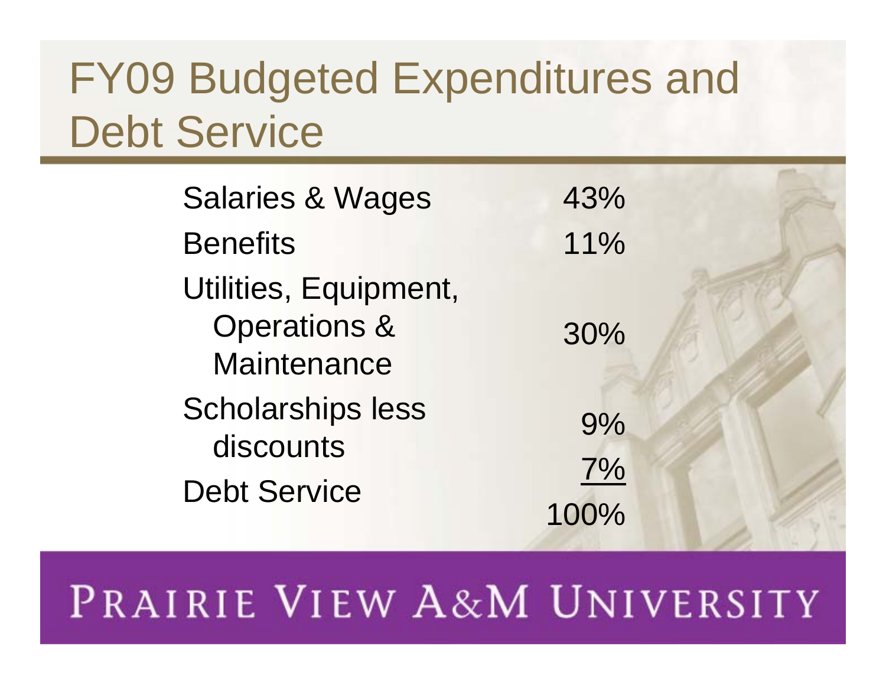# FY09 Budgeted Expenditures and Debt Service

| Category | Percentage |
| --- | --- |
| Salaries & Wages | 43% |
| Benefits | 11% |
| Utilities, Equipment, Operations & Maintenance | 30% |
| Scholarships less discounts | 9% |
| Debt Service | 7% |
| | 100% |

PRAIRIE VIEW A&M UNIVERSITY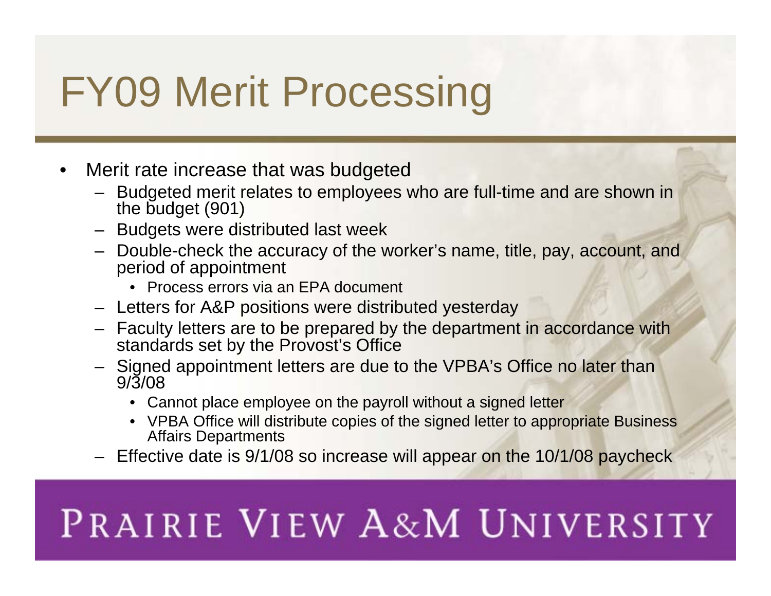# FY09 Merit Processing

- Merit rate increase that was budgeted
  - Budgeted merit relates to employees who are full-time and are shown in the budget (901)
  - Budgets were distributed last week
  - Double-check the accuracy of the worker's name, title, pay, account, and period of appointment
    - Process errors via an EPA document
  - Letters for A&P positions were distributed yesterday
  - Faculty letters are to be prepared by the department in accordance with standards set by the Provost's Office
  - Signed appointment letters are due to the VPBA's Office no later than 9/3/08
    - Cannot place employee on the payroll without a signed letter
    - VPBA Office will distribute copies of the signed letter to appropriate Business Affairs Departments
  - Effective date is 9/1/08 so increase will appear on the 10/1/08 paycheck

PRAIRIE VIEW A&M UNIVERSITY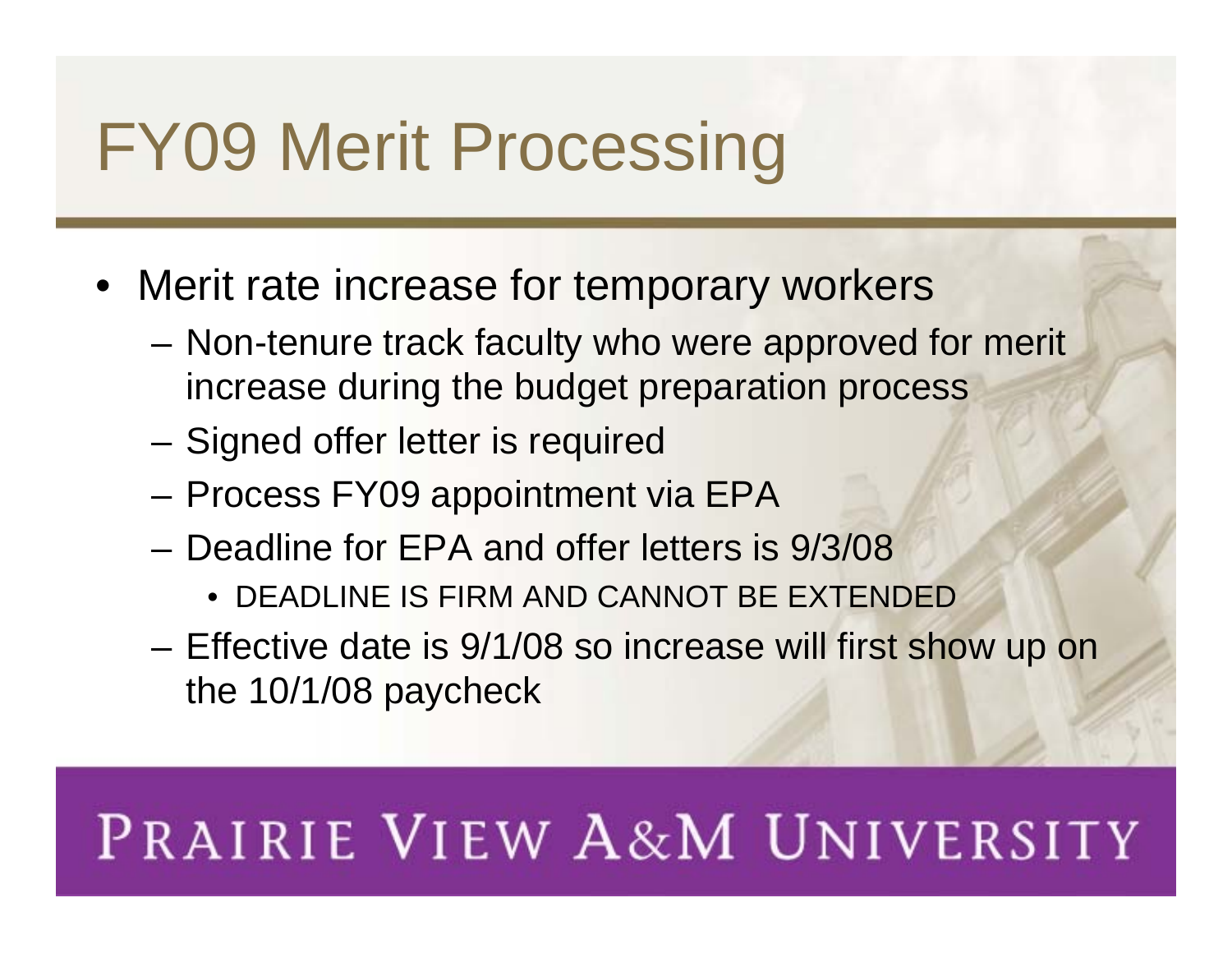# FY09 Merit Processing

- Merit rate increase for temporary workers
  - Non-tenure track faculty who were approved for merit increase during the budget preparation process
  - Signed offer letter is required
  - Process FY09 appointment via EPA
  - Deadline for EPA and offer letters is 9/3/08
    - DEADLINE IS FIRM AND CANNOT BE EXTENDED
  - Effective date is 9/1/08 so increase will first show up on the 10/1/08 paycheck

PRAIRIE VIEW A&M UNIVERSITY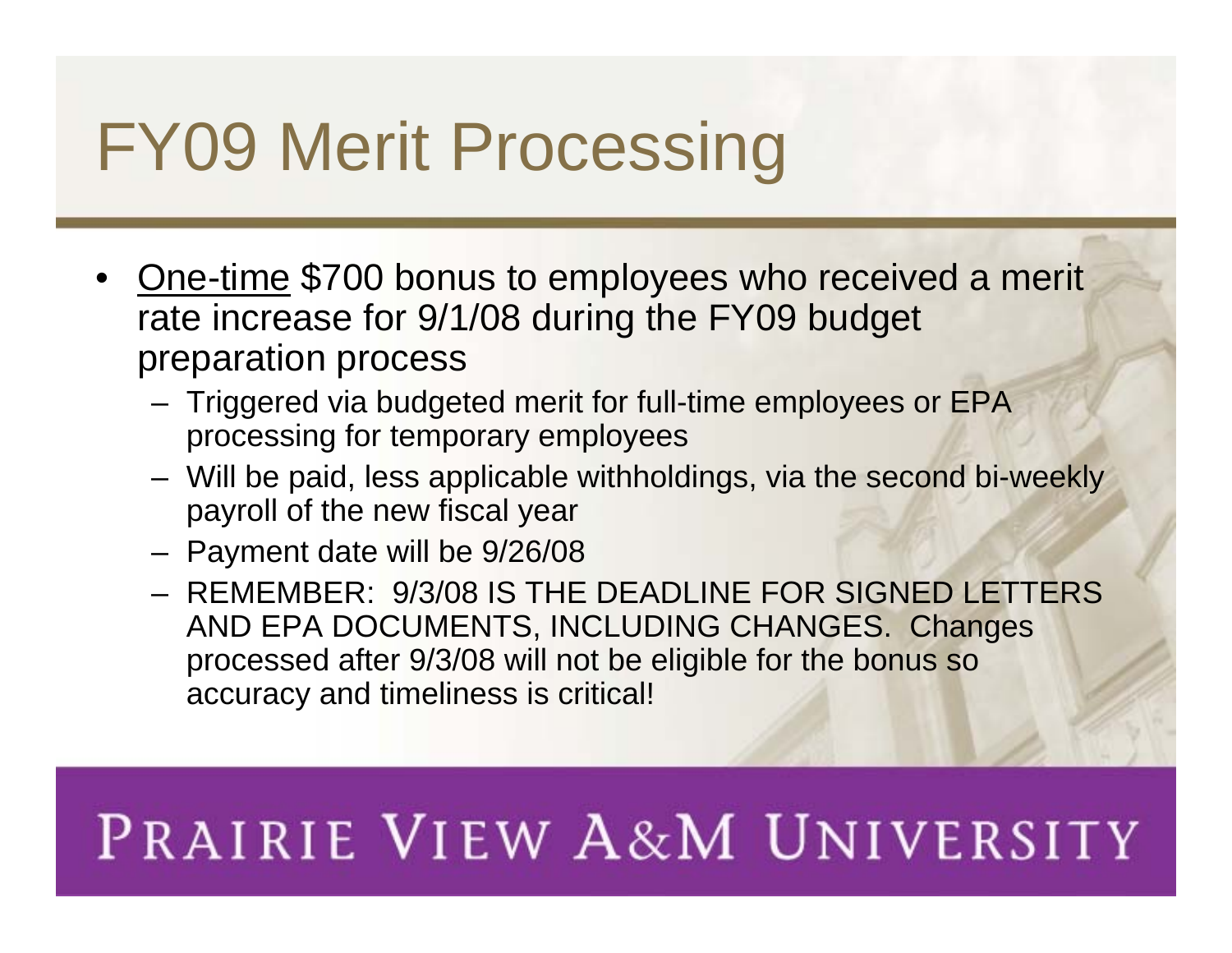# FY09 Merit Processing

- <u>One-time</u> $700 bonus to employees who received a merit rate increase for 9/1/08 during the FY09 budget preparation process
  - Triggered via budgeted merit for full-time employees or EPA processing for temporary employees
  - Will be paid, less applicable withholdings, via the second bi-weekly payroll of the new fiscal year
  - Payment date will be 9/26/08
  - REMEMBER: 9/3/08 IS THE DEADLINE FOR SIGNED LETTERS AND EPA DOCUMENTS, INCLUDING CHANGES. Changes processed after 9/3/08 will not be eligible for the bonus so accuracy and timeliness is critical!

PRAIRIE VIEW A&M UNIVERSITY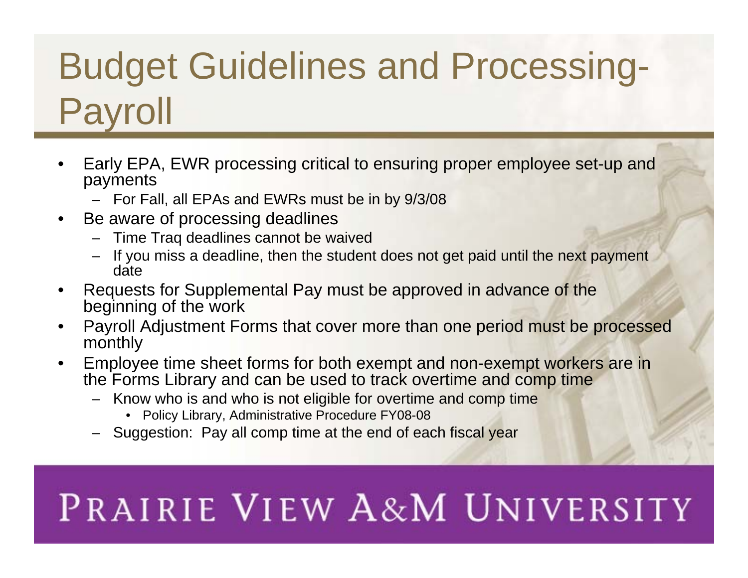# Budget Guidelines and Processing-Payroll

- Early EPA, EWR processing critical to ensuring proper employee set-up and payments
  - For Fall, all EPAs and EWRs must be in by 9/3/08
- Be aware of processing deadlines
  - Time Traq deadlines cannot be waived
  - If you miss a deadline, then the student does not get paid until the next payment date
- Requests for Supplemental Pay must be approved in advance of the beginning of the work
- Payroll Adjustment Forms that cover more than one period must be processed monthly
- Employee time sheet forms for both exempt and non-exempt workers are in the Forms Library and can be used to track overtime and comp time
  - Know who is and who is not eligible for overtime and comp time
    - Policy Library, Administrative Procedure FY08-08
  - Suggestion: Pay all comp time at the end of each fiscal year

PRAIRIE VIEW A&M UNIVERSITY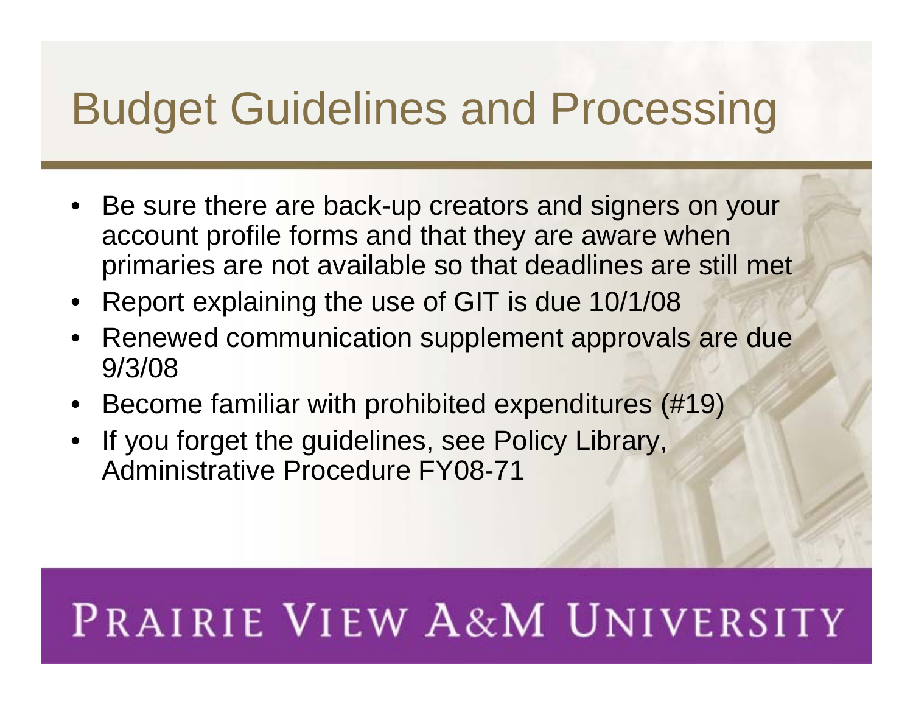# Budget Guidelines and Processing

- Be sure there are back-up creators and signers on your account profile forms and that they are aware when primaries are not available so that deadlines are still met
- Report explaining the use of GIT is due 10/1/08
- Renewed communication supplement approvals are due 9/3/08
- Become familiar with prohibited expenditures (#19)
- If you forget the guidelines, see Policy Library, Administrative Procedure FY08-71

PRAIRIE VIEW A&M UNIVERSITY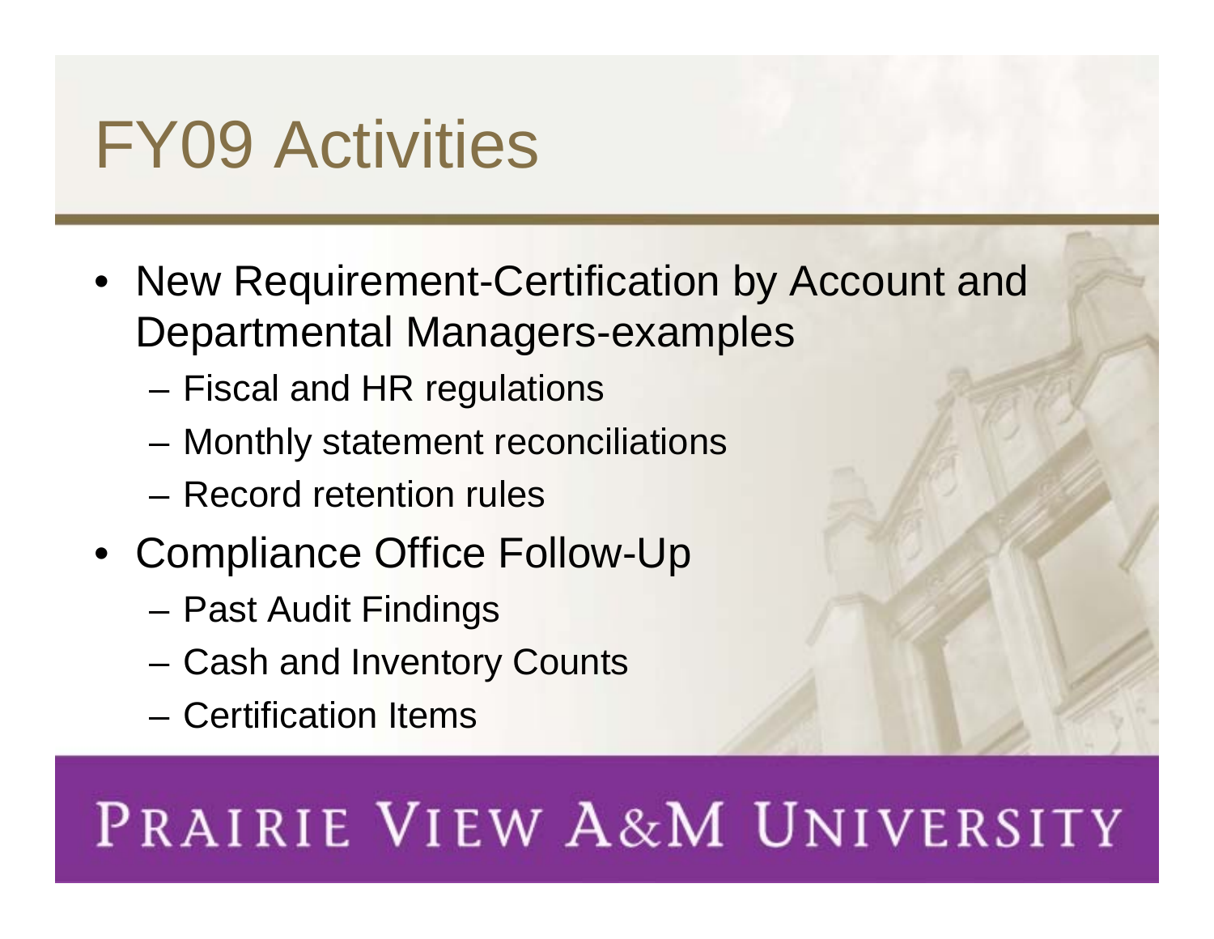# FY09 Activities

- New Requirement-Certification by Account and Departmental Managers-examples
  - Fiscal and HR regulations
  - Monthly statement reconciliations
  - Record retention rules
- Compliance Office Follow-Up
  - Past Audit Findings
  - Cash and Inventory Counts
  - Certification Items

PRAIRIE VIEW A&M UNIVERSITY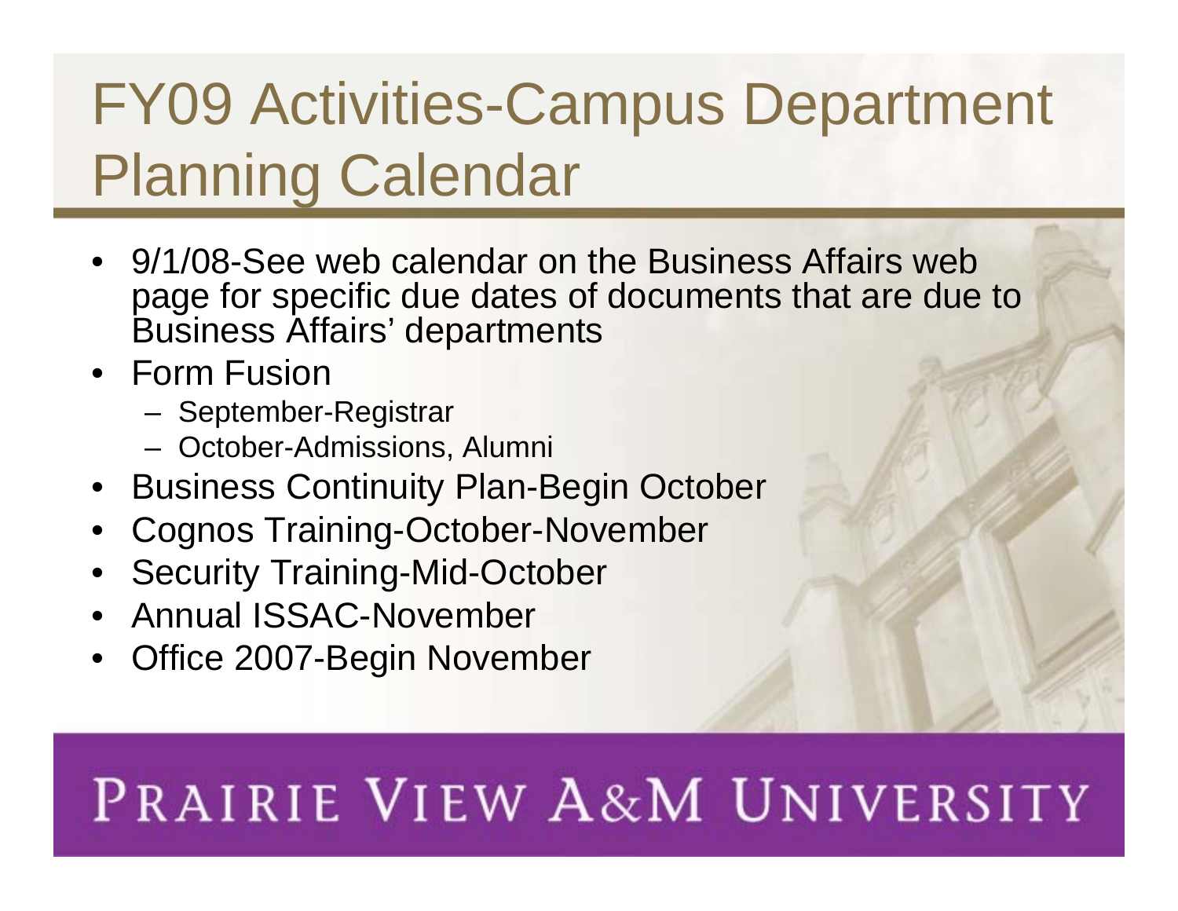# FY09 Activities-Campus Department Planning Calendar

- 9/1/08-See web calendar on the Business Affairs web page for specific due dates of documents that are due to Business Affairs' departments
- Form Fusion
  - September-Registrar
  - October-Admissions, Alumni
- Business Continuity Plan-Begin October
- Cognos Training-October-November
- Security Training-Mid-October
- Annual ISSAC-November
- Office 2007-Begin November

PRAIRIE VIEW A&M UNIVERSITY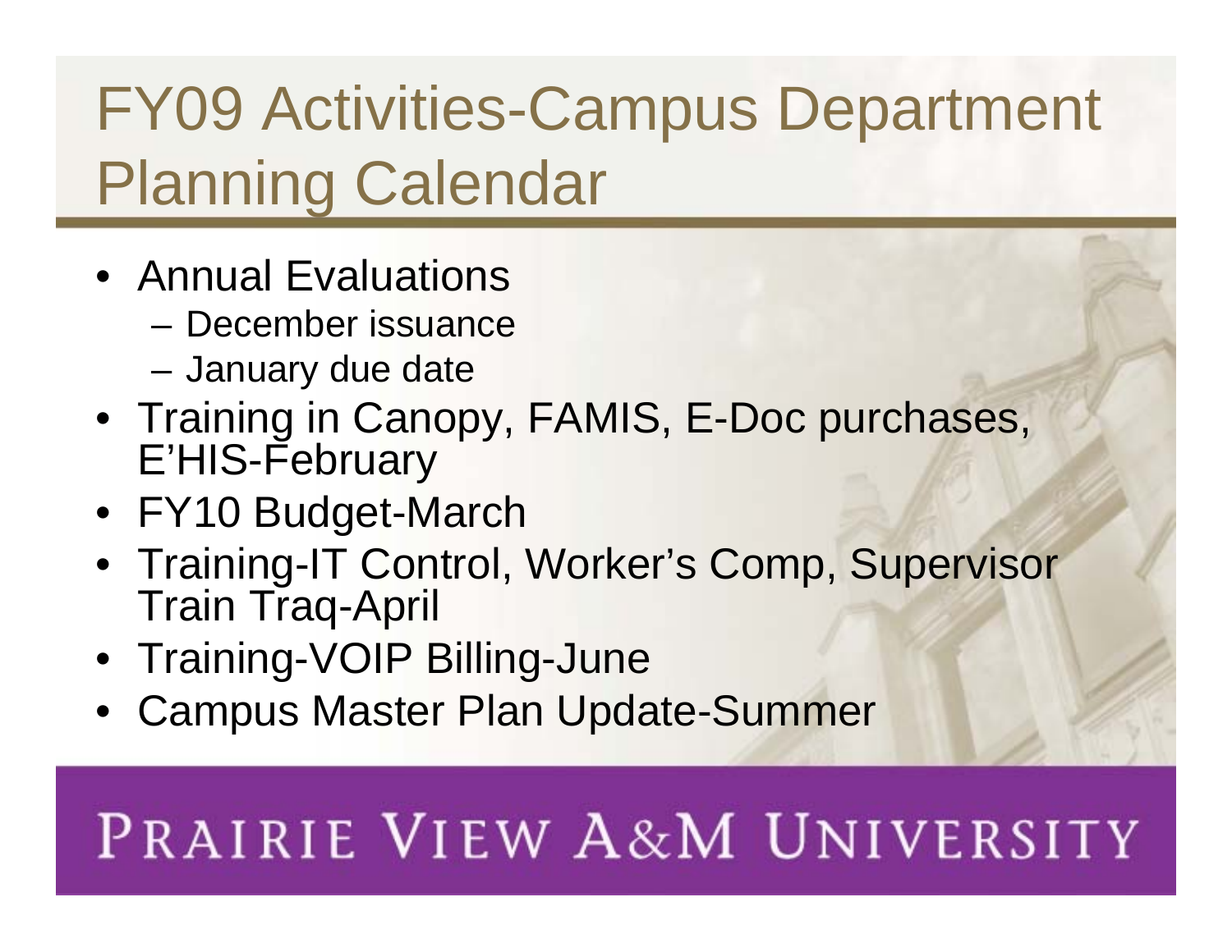# FY09 Activities-Campus Department Planning Calendar

- Annual Evaluations
  - December issuance
  - January due date
- Training in Canopy, FAMIS, E-Doc purchases, E'HIS-February
- FY10 Budget-March
- Training-IT Control, Worker's Comp, Supervisor Train Traq-April
- Training-VOIP Billing-June
- Campus Master Plan Update-Summer

PRAIRIE VIEW A&M UNIVERSITY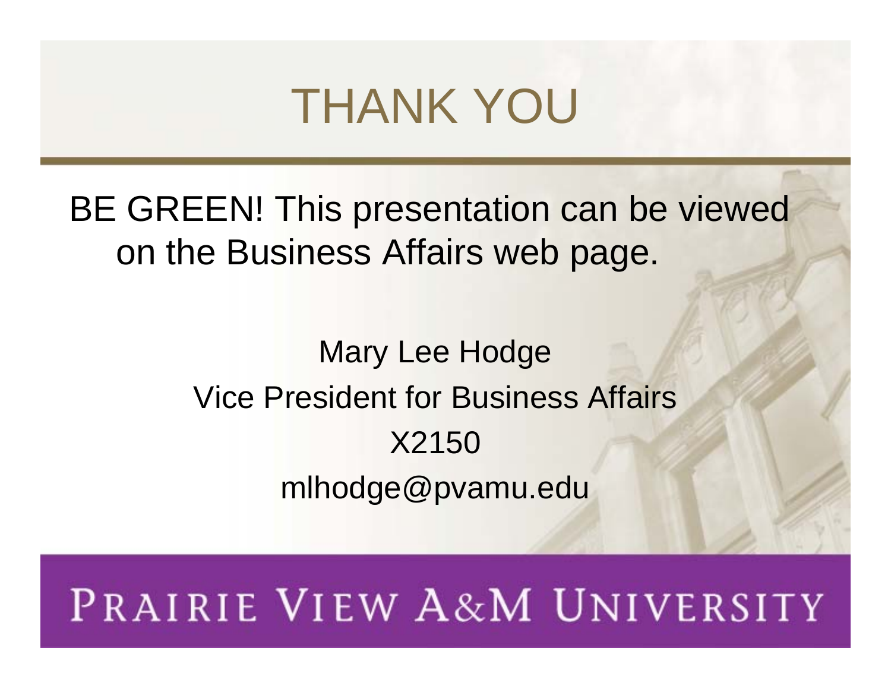# THANK YOU

BE GREEN! This presentation can be viewed on the Business Affairs web page.

Mary Lee Hodge
Vice President for Business Affairs
X2150
mlhodge@pvamu.edu

PRAIRIE VIEW A&M UNIVERSITY